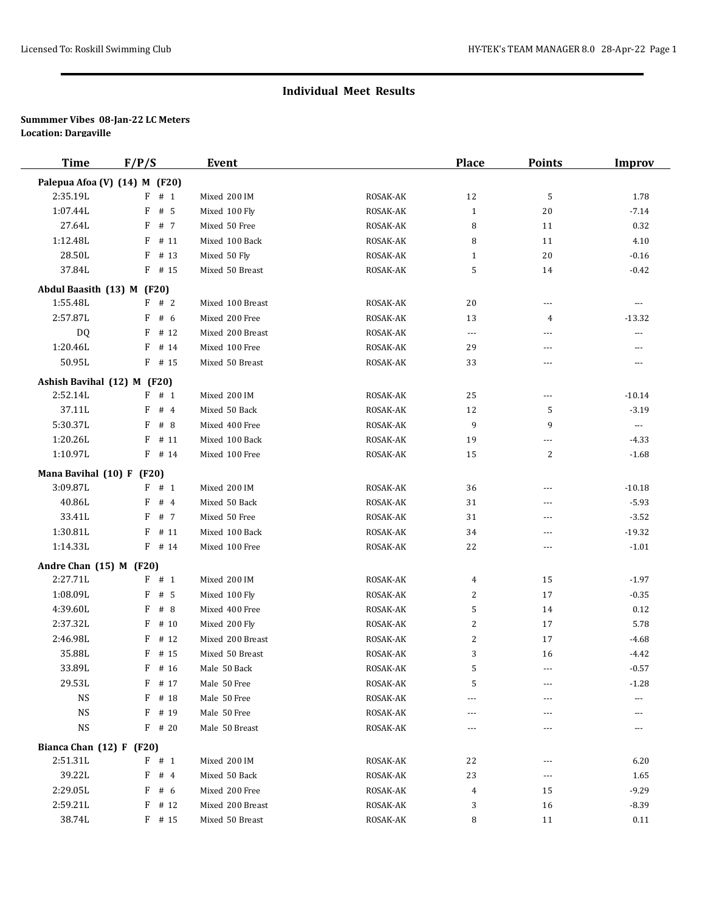## Individual Meet Results

**Summmer Vibes 08-Jan-22 LC Meters**
**Location: Dargaville**

| Time | F/P/S | Event | | Place | Points | Improv |
|---|---|---|---|---|---|---|
| **Palepua Afoa (V) (14) M (F20)** | | | | | | |
| 2:35.19L | F # 1 | Mixed 200 IM | ROSAK-AK | 12 | 5 | 1.78 |
| 1:07.44L | F # 5 | Mixed 100 Fly | ROSAK-AK | 1 | 20 | -7.14 |
| 27.64L | F # 7 | Mixed 50 Free | ROSAK-AK | 8 | 11 | 0.32 |
| 1:12.48L | F # 11 | Mixed 100 Back | ROSAK-AK | 8 | 11 | 4.10 |
| 28.50L | F # 13 | Mixed 50 Fly | ROSAK-AK | 1 | 20 | -0.16 |
| 37.84L | F # 15 | Mixed 50 Breast | ROSAK-AK | 5 | 14 | -0.42 |
| **Abdul Baasith (13) M (F20)** | | | | | | |
| 1:55.48L | F # 2 | Mixed 100 Breast | ROSAK-AK | 20 | --- | --- |
| 2:57.87L | F # 6 | Mixed 200 Free | ROSAK-AK | 13 | 4 | -13.32 |
| DQ | F # 12 | Mixed 200 Breast | ROSAK-AK | --- | --- | --- |
| 1:20.46L | F # 14 | Mixed 100 Free | ROSAK-AK | 29 | --- | --- |
| 50.95L | F # 15 | Mixed 50 Breast | ROSAK-AK | 33 | --- | --- |
| **Ashish Bavihal (12) M (F20)** | | | | | | |
| 2:52.14L | F # 1 | Mixed 200 IM | ROSAK-AK | 25 | --- | -10.14 |
| 37.11L | F # 4 | Mixed 50 Back | ROSAK-AK | 12 | 5 | -3.19 |
| 5:30.37L | F # 8 | Mixed 400 Free | ROSAK-AK | 9 | 9 | --- |
| 1:20.26L | F # 11 | Mixed 100 Back | ROSAK-AK | 19 | --- | -4.33 |
| 1:10.97L | F # 14 | Mixed 100 Free | ROSAK-AK | 15 | 2 | -1.68 |
| **Mana Bavihal (10) F (F20)** | | | | | | |
| 3:09.87L | F # 1 | Mixed 200 IM | ROSAK-AK | 36 | --- | -10.18 |
| 40.86L | F # 4 | Mixed 50 Back | ROSAK-AK | 31 | --- | -5.93 |
| 33.41L | F # 7 | Mixed 50 Free | ROSAK-AK | 31 | --- | -3.52 |
| 1:30.81L | F # 11 | Mixed 100 Back | ROSAK-AK | 34 | --- | -19.32 |
| 1:14.33L | F # 14 | Mixed 100 Free | ROSAK-AK | 22 | --- | -1.01 |
| **Andre Chan (15) M (F20)** | | | | | | |
| 2:27.71L | F # 1 | Mixed 200 IM | ROSAK-AK | 4 | 15 | -1.97 |
| 1:08.09L | F # 5 | Mixed 100 Fly | ROSAK-AK | 2 | 17 | -0.35 |
| 4:39.60L | F # 8 | Mixed 400 Free | ROSAK-AK | 5 | 14 | 0.12 |
| 2:37.32L | F # 10 | Mixed 200 Fly | ROSAK-AK | 2 | 17 | 5.78 |
| 2:46.98L | F # 12 | Mixed 200 Breast | ROSAK-AK | 2 | 17 | -4.68 |
| 35.88L | F # 15 | Mixed 50 Breast | ROSAK-AK | 3 | 16 | -4.42 |
| 33.89L | F # 16 | Male 50 Back | ROSAK-AK | 5 | --- | -0.57 |
| 29.53L | F # 17 | Male 50 Free | ROSAK-AK | 5 | --- | -1.28 |
| NS | F # 18 | Male 50 Free | ROSAK-AK | --- | --- | --- |
| NS | F # 19 | Male 50 Free | ROSAK-AK | --- | --- | --- |
| NS | F # 20 | Male 50 Breast | ROSAK-AK | --- | --- | --- |
| **Bianca Chan (12) F (F20)** | | | | | | |
| 2:51.31L | F # 1 | Mixed 200 IM | ROSAK-AK | 22 | --- | 6.20 |
| 39.22L | F # 4 | Mixed 50 Back | ROSAK-AK | 23 | --- | 1.65 |
| 2:29.05L | F # 6 | Mixed 200 Free | ROSAK-AK | 4 | 15 | -9.29 |
| 2:59.21L | F # 12 | Mixed 200 Breast | ROSAK-AK | 3 | 16 | -8.39 |
| 38.74L | F # 15 | Mixed 50 Breast | ROSAK-AK | 8 | 11 | 0.11 |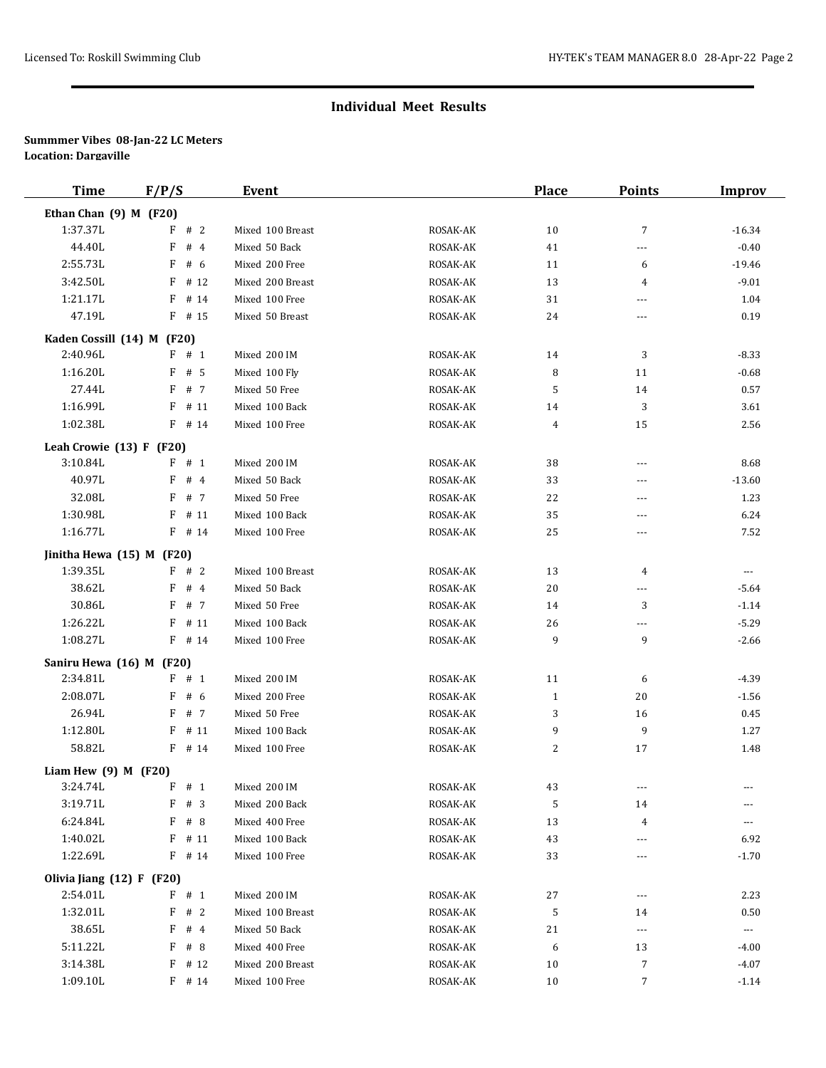## Individual Meet Results

**Summmer Vibes 08-Jan-22 LC Meters**
**Location: Dargaville**

| Time | F/P/S | Event | | Place | Points | Improv |
|---|---|---|---|---|---|---|
| **Ethan Chan (9) M (F20)** | | | | | | |
| 1:37.37L | F # 2 | Mixed 100 Breast | ROSAK-AK | 10 | 7 | -16.34 |
| 44.40L | F # 4 | Mixed 50 Back | ROSAK-AK | 41 | --- | -0.40 |
| 2:55.73L | F # 6 | Mixed 200 Free | ROSAK-AK | 11 | 6 | -19.46 |
| 3:42.50L | F # 12 | Mixed 200 Breast | ROSAK-AK | 13 | 4 | -9.01 |
| 1:21.17L | F # 14 | Mixed 100 Free | ROSAK-AK | 31 | --- | 1.04 |
| 47.19L | F # 15 | Mixed 50 Breast | ROSAK-AK | 24 | --- | 0.19 |
| **Kaden Cossill (14) M (F20)** | | | | | | |
| 2:40.96L | F # 1 | Mixed 200 IM | ROSAK-AK | 14 | 3 | -8.33 |
| 1:16.20L | F # 5 | Mixed 100 Fly | ROSAK-AK | 8 | 11 | -0.68 |
| 27.44L | F # 7 | Mixed 50 Free | ROSAK-AK | 5 | 14 | 0.57 |
| 1:16.99L | F # 11 | Mixed 100 Back | ROSAK-AK | 14 | 3 | 3.61 |
| 1:02.38L | F # 14 | Mixed 100 Free | ROSAK-AK | 4 | 15 | 2.56 |
| **Leah Crowie (13) F (F20)** | | | | | | |
| 3:10.84L | F # 1 | Mixed 200 IM | ROSAK-AK | 38 | --- | 8.68 |
| 40.97L | F # 4 | Mixed 50 Back | ROSAK-AK | 33 | --- | -13.60 |
| 32.08L | F # 7 | Mixed 50 Free | ROSAK-AK | 22 | --- | 1.23 |
| 1:30.98L | F # 11 | Mixed 100 Back | ROSAK-AK | 35 | --- | 6.24 |
| 1:16.77L | F # 14 | Mixed 100 Free | ROSAK-AK | 25 | --- | 7.52 |
| **Jinitha Hewa (15) M (F20)** | | | | | | |
| 1:39.35L | F # 2 | Mixed 100 Breast | ROSAK-AK | 13 | 4 | --- |
| 38.62L | F # 4 | Mixed 50 Back | ROSAK-AK | 20 | --- | -5.64 |
| 30.86L | F # 7 | Mixed 50 Free | ROSAK-AK | 14 | 3 | -1.14 |
| 1:26.22L | F # 11 | Mixed 100 Back | ROSAK-AK | 26 | --- | -5.29 |
| 1:08.27L | F # 14 | Mixed 100 Free | ROSAK-AK | 9 | 9 | -2.66 |
| **Saniru Hewa (16) M (F20)** | | | | | | |
| 2:34.81L | F # 1 | Mixed 200 IM | ROSAK-AK | 11 | 6 | -4.39 |
| 2:08.07L | F # 6 | Mixed 200 Free | ROSAK-AK | 1 | 20 | -1.56 |
| 26.94L | F # 7 | Mixed 50 Free | ROSAK-AK | 3 | 16 | 0.45 |
| 1:12.80L | F # 11 | Mixed 100 Back | ROSAK-AK | 9 | 9 | 1.27 |
| 58.82L | F # 14 | Mixed 100 Free | ROSAK-AK | 2 | 17 | 1.48 |
| **Liam Hew (9) M (F20)** | | | | | | |
| 3:24.74L | F # 1 | Mixed 200 IM | ROSAK-AK | 43 | --- | --- |
| 3:19.71L | F # 3 | Mixed 200 Back | ROSAK-AK | 5 | 14 | --- |
| 6:24.84L | F # 8 | Mixed 400 Free | ROSAK-AK | 13 | 4 | --- |
| 1:40.02L | F # 11 | Mixed 100 Back | ROSAK-AK | 43 | --- | 6.92 |
| 1:22.69L | F # 14 | Mixed 100 Free | ROSAK-AK | 33 | --- | -1.70 |
| **Olivia Jiang (12) F (F20)** | | | | | | |
| 2:54.01L | F # 1 | Mixed 200 IM | ROSAK-AK | 27 | --- | 2.23 |
| 1:32.01L | F # 2 | Mixed 100 Breast | ROSAK-AK | 5 | 14 | 0.50 |
| 38.65L | F # 4 | Mixed 50 Back | ROSAK-AK | 21 | --- | --- |
| 5:11.22L | F # 8 | Mixed 400 Free | ROSAK-AK | 6 | 13 | -4.00 |
| 3:14.38L | F # 12 | Mixed 200 Breast | ROSAK-AK | 10 | 7 | -4.07 |
| 1:09.10L | F # 14 | Mixed 100 Free | ROSAK-AK | 10 | 7 | -1.14 |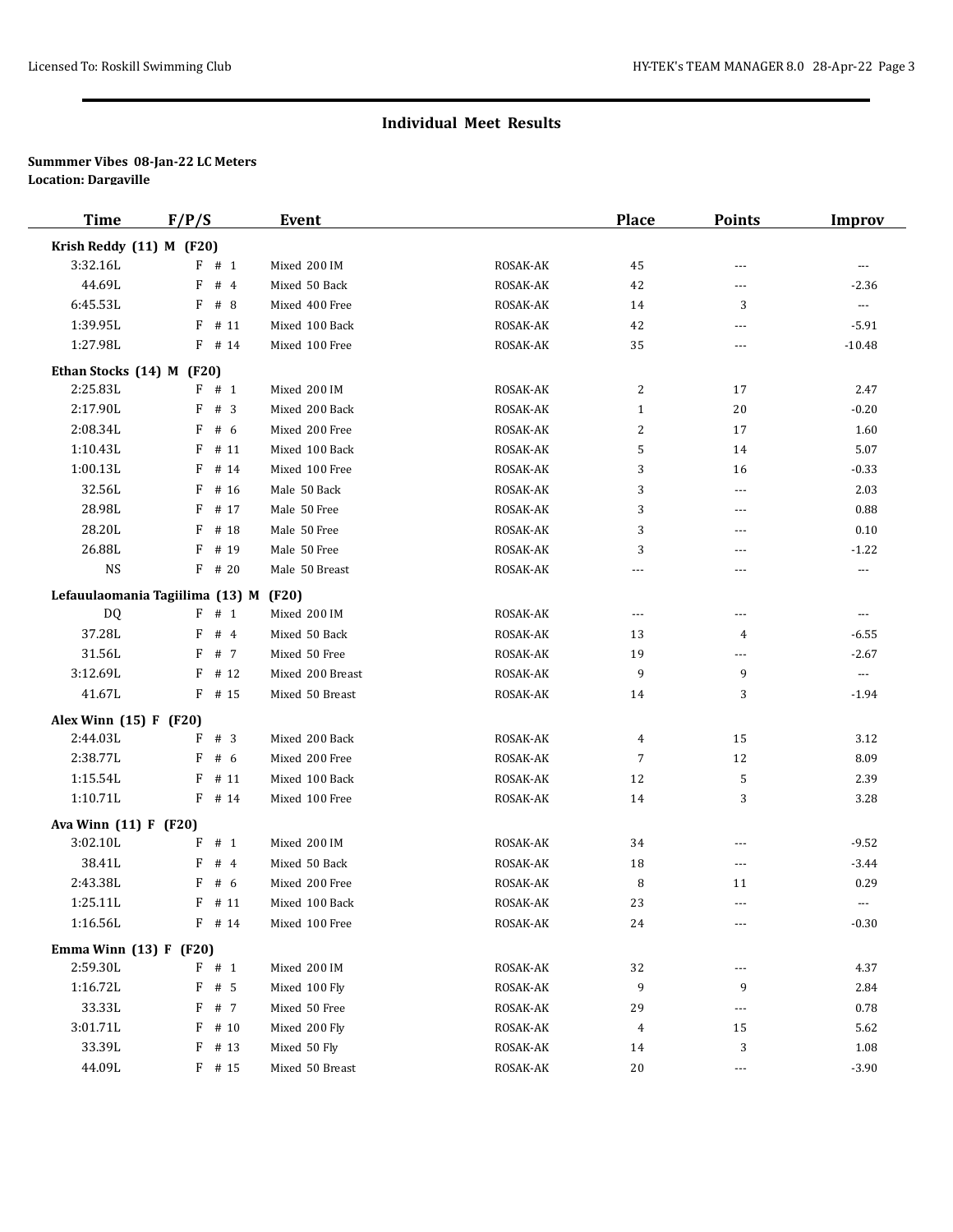## Individual Meet Results

**Summmer Vibes 08-Jan-22 LC Meters**
**Location: Dargaville**

| Time | F/P/S | Event | | Place | Points | Improv |
|---|---|---|---|---|---|---|
| **Krish Reddy (11) M (F20)** | | | | | | |
| 3:32.16L | F # 1 | Mixed 200 IM | ROSAK-AK | 45 | --- | --- |
| 44.69L | F # 4 | Mixed 50 Back | ROSAK-AK | 42 | --- | -2.36 |
| 6:45.53L | F # 8 | Mixed 400 Free | ROSAK-AK | 14 | 3 | --- |
| 1:39.95L | F # 11 | Mixed 100 Back | ROSAK-AK | 42 | --- | -5.91 |
| 1:27.98L | F # 14 | Mixed 100 Free | ROSAK-AK | 35 | --- | -10.48 |
| **Ethan Stocks (14) M (F20)** | | | | | | |
| 2:25.83L | F # 1 | Mixed 200 IM | ROSAK-AK | 2 | 17 | 2.47 |
| 2:17.90L | F # 3 | Mixed 200 Back | ROSAK-AK | 1 | 20 | -0.20 |
| 2:08.34L | F # 6 | Mixed 200 Free | ROSAK-AK | 2 | 17 | 1.60 |
| 1:10.43L | F # 11 | Mixed 100 Back | ROSAK-AK | 5 | 14 | 5.07 |
| 1:00.13L | F # 14 | Mixed 100 Free | ROSAK-AK | 3 | 16 | -0.33 |
| 32.56L | F # 16 | Male 50 Back | ROSAK-AK | 3 | --- | 2.03 |
| 28.98L | F # 17 | Male 50 Free | ROSAK-AK | 3 | --- | 0.88 |
| 28.20L | F # 18 | Male 50 Free | ROSAK-AK | 3 | --- | 0.10 |
| 26.88L | F # 19 | Male 50 Free | ROSAK-AK | 3 | --- | -1.22 |
| NS | F # 20 | Male 50 Breast | ROSAK-AK | --- | --- | --- |
| **Lefauulaomania Tagiilima (13) M (F20)** | | | | | | |
| DQ | F # 1 | Mixed 200 IM | ROSAK-AK | --- | --- | --- |
| 37.28L | F # 4 | Mixed 50 Back | ROSAK-AK | 13 | 4 | -6.55 |
| 31.56L | F # 7 | Mixed 50 Free | ROSAK-AK | 19 | --- | -2.67 |
| 3:12.69L | F # 12 | Mixed 200 Breast | ROSAK-AK | 9 | 9 | --- |
| 41.67L | F # 15 | Mixed 50 Breast | ROSAK-AK | 14 | 3 | -1.94 |
| **Alex Winn (15) F (F20)** | | | | | | |
| 2:44.03L | F # 3 | Mixed 200 Back | ROSAK-AK | 4 | 15 | 3.12 |
| 2:38.77L | F # 6 | Mixed 200 Free | ROSAK-AK | 7 | 12 | 8.09 |
| 1:15.54L | F # 11 | Mixed 100 Back | ROSAK-AK | 12 | 5 | 2.39 |
| 1:10.71L | F # 14 | Mixed 100 Free | ROSAK-AK | 14 | 3 | 3.28 |
| **Ava Winn (11) F (F20)** | | | | | | |
| 3:02.10L | F # 1 | Mixed 200 IM | ROSAK-AK | 34 | --- | -9.52 |
| 38.41L | F # 4 | Mixed 50 Back | ROSAK-AK | 18 | --- | -3.44 |
| 2:43.38L | F # 6 | Mixed 200 Free | ROSAK-AK | 8 | 11 | 0.29 |
| 1:25.11L | F # 11 | Mixed 100 Back | ROSAK-AK | 23 | --- | --- |
| 1:16.56L | F # 14 | Mixed 100 Free | ROSAK-AK | 24 | --- | -0.30 |
| **Emma Winn (13) F (F20)** | | | | | | |
| 2:59.30L | F # 1 | Mixed 200 IM | ROSAK-AK | 32 | --- | 4.37 |
| 1:16.72L | F # 5 | Mixed 100 Fly | ROSAK-AK | 9 | 9 | 2.84 |
| 33.33L | F # 7 | Mixed 50 Free | ROSAK-AK | 29 | --- | 0.78 |
| 3:01.71L | F # 10 | Mixed 200 Fly | ROSAK-AK | 4 | 15 | 5.62 |
| 33.39L | F # 13 | Mixed 50 Fly | ROSAK-AK | 14 | 3 | 1.08 |
| 44.09L | F # 15 | Mixed 50 Breast | ROSAK-AK | 20 | --- | -3.90 |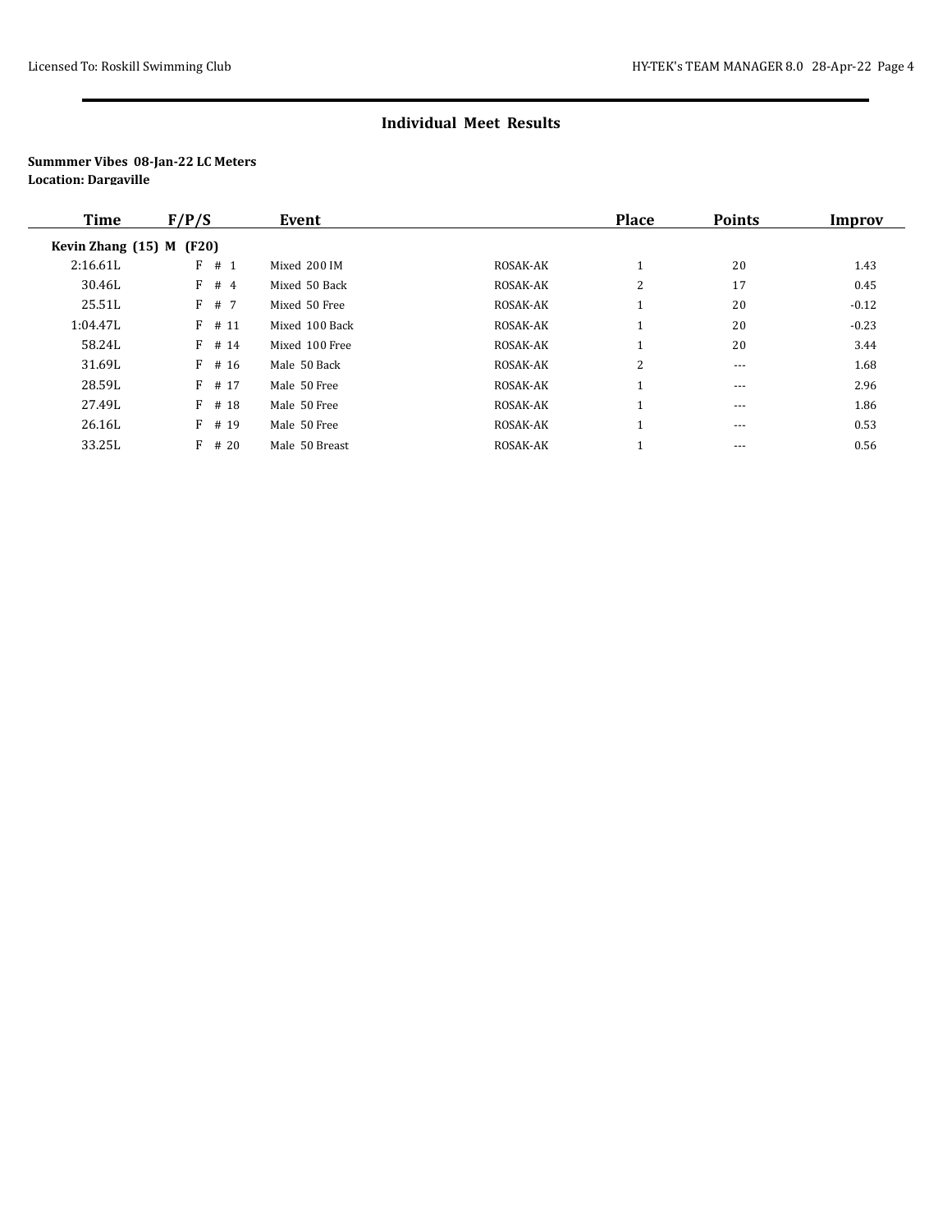## Individual Meet Results

**Summmer Vibes 08-Jan-22 LC Meters**
**Location: Dargaville**

| Time | F/P/S | Event | | Place | Points | Improv |
|---|---|---|---|---|---|---|
| **Kevin Zhang (15) M (F20)** | | | | | | |
| 2:16.61L | F # 1 | Mixed 200 IM | ROSAK-AK | 1 | 20 | 1.43 |
| 30.46L | F # 4 | Mixed 50 Back | ROSAK-AK | 2 | 17 | 0.45 |
| 25.51L | F # 7 | Mixed 50 Free | ROSAK-AK | 1 | 20 | -0.12 |
| 1:04.47L | F # 11 | Mixed 100 Back | ROSAK-AK | 1 | 20 | -0.23 |
| 58.24L | F # 14 | Mixed 100 Free | ROSAK-AK | 1 | 20 | 3.44 |
| 31.69L | F # 16 | Male 50 Back | ROSAK-AK | 2 | --- | 1.68 |
| 28.59L | F # 17 | Male 50 Free | ROSAK-AK | 1 | --- | 2.96 |
| 27.49L | F # 18 | Male 50 Free | ROSAK-AK | 1 | --- | 1.86 |
| 26.16L | F # 19 | Male 50 Free | ROSAK-AK | 1 | --- | 0.53 |
| 33.25L | F # 20 | Male 50 Breast | ROSAK-AK | 1 | --- | 0.56 |